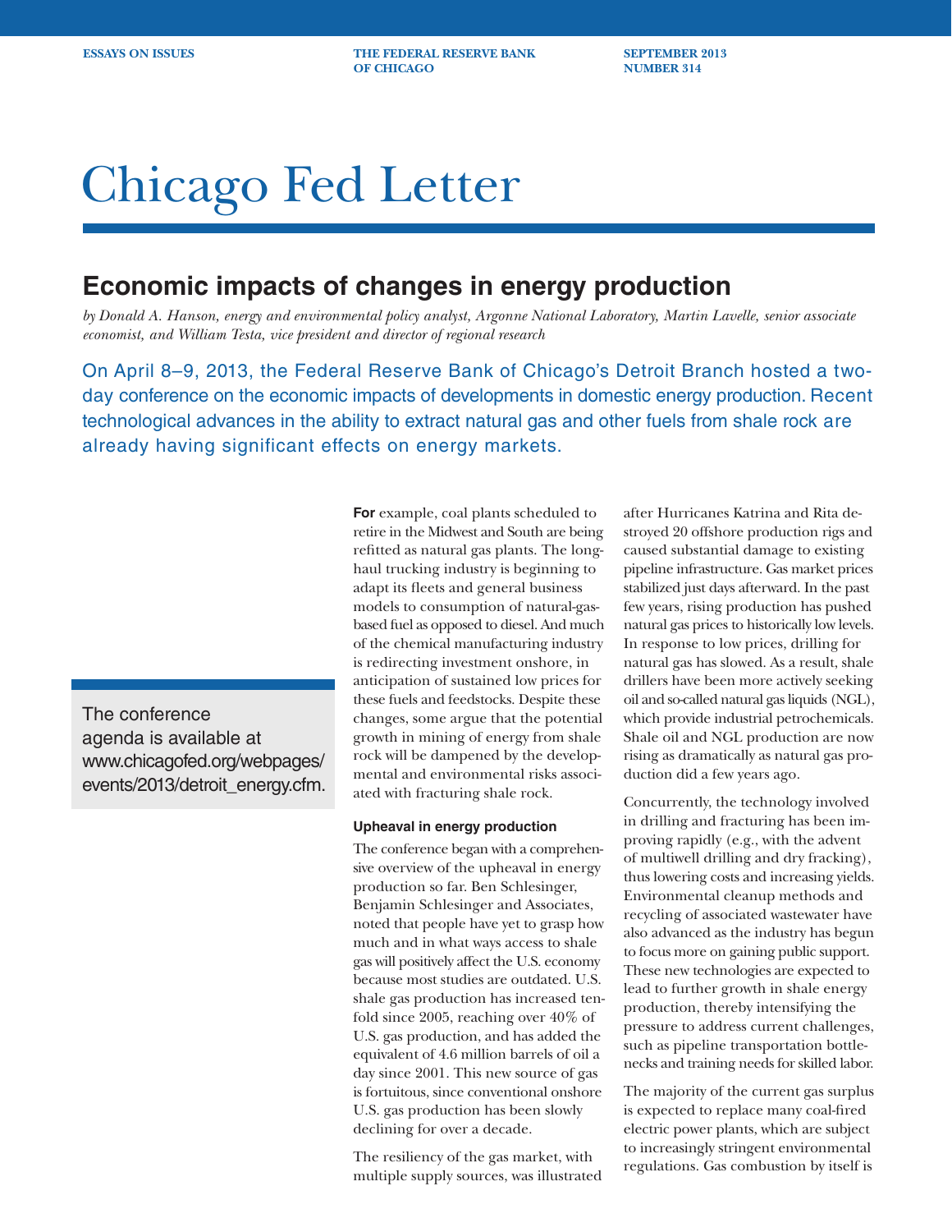ESSAYS ON ISSUES

THE FEDERAL RESERVE BANK OF CHICAGO

SEPTEMBER 2013
NUMBER 314

# Chicago Fed Letter

## Economic impacts of changes in energy production

*by Donald A. Hanson, energy and environmental policy analyst, Argonne National Laboratory, Martin Lavelle, senior associate economist, and William Testa, vice president and director of regional research*

On April 8–9, 2013, the Federal Reserve Bank of Chicago's Detroit Branch hosted a two-day conference on the economic impacts of developments in domestic energy production. Recent technological advances in the ability to extract natural gas and other fuels from shale rock are already having significant effects on energy markets.

The conference agenda is available at www.chicagofed.org/webpages/events/2013/detroit_energy.cfm.

**For** example, coal plants scheduled to retire in the Midwest and South are being refitted as natural gas plants. The long-haul trucking industry is beginning to adapt its fleets and general business models to consumption of natural-gas-based fuel as opposed to diesel. And much of the chemical manufacturing industry is redirecting investment onshore, in anticipation of sustained low prices for these fuels and feedstocks. Despite these changes, some argue that the potential growth in mining of energy from shale rock will be dampened by the developmental and environmental risks associated with fracturing shale rock.

### Upheaval in energy production

The conference began with a comprehensive overview of the upheaval in energy production so far. Ben Schlesinger, Benjamin Schlesinger and Associates, noted that people have yet to grasp how much and in what ways access to shale gas will positively affect the U.S. economy because most studies are outdated. U.S. shale gas production has increased tenfold since 2005, reaching over 40% of U.S. gas production, and has added the equivalent of 4.6 million barrels of oil a day since 2001. This new source of gas is fortuitous, since conventional onshore U.S. gas production has been slowly declining for over a decade.

The resiliency of the gas market, with multiple supply sources, was illustrated after Hurricanes Katrina and Rita destroyed 20 offshore production rigs and caused substantial damage to existing pipeline infrastructure. Gas market prices stabilized just days afterward. In the past few years, rising production has pushed natural gas prices to historically low levels. In response to low prices, drilling for natural gas has slowed. As a result, shale drillers have been more actively seeking oil and so-called natural gas liquids (NGL), which provide industrial petrochemicals. Shale oil and NGL production are now rising as dramatically as natural gas production did a few years ago.

Concurrently, the technology involved in drilling and fracturing has been improving rapidly (e.g., with the advent of multiwell drilling and dry fracking), thus lowering costs and increasing yields. Environmental cleanup methods and recycling of associated wastewater have also advanced as the industry has begun to focus more on gaining public support. These new technologies are expected to lead to further growth in shale energy production, thereby intensifying the pressure to address current challenges, such as pipeline transportation bottlenecks and training needs for skilled labor.

The majority of the current gas surplus is expected to replace many coal-fired electric power plants, which are subject to increasingly stringent environmental regulations. Gas combustion by itself is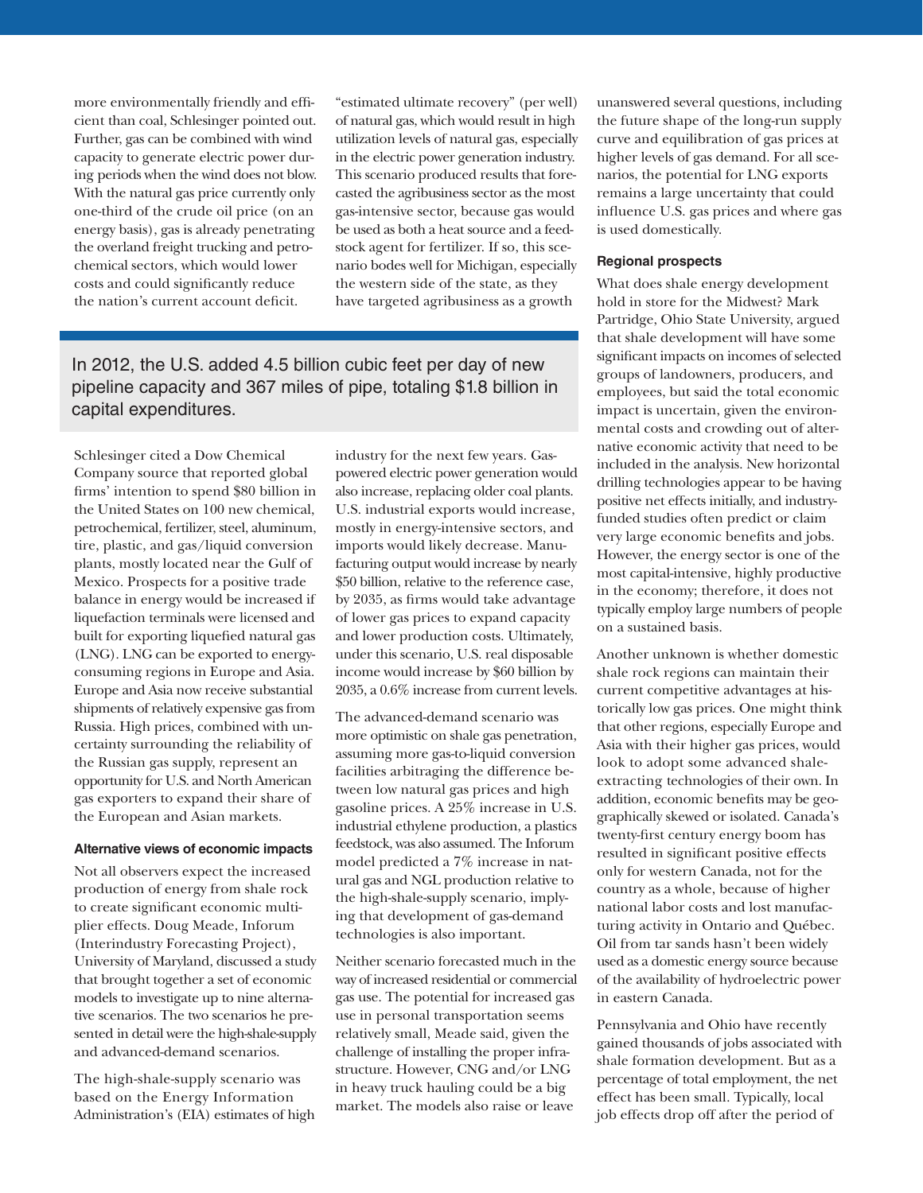more environmentally friendly and efficient than coal, Schlesinger pointed out. Further, gas can be combined with wind capacity to generate electric power during periods when the wind does not blow. With the natural gas price currently only one-third of the crude oil price (on an energy basis), gas is already penetrating the overland freight trucking and petrochemical sectors, which would lower costs and could significantly reduce the nation's current account deficit.

> In 2012, the U.S. added 4.5 billion cubic feet per day of new pipeline capacity and 367 miles of pipe, totaling $1.8 billion in capital expenditures.

Schlesinger cited a Dow Chemical Company source that reported global firms' intention to spend $80 billion in the United States on 100 new chemical, petrochemical, fertilizer, steel, aluminum, tire, plastic, and gas/liquid conversion plants, mostly located near the Gulf of Mexico. Prospects for a positive trade balance in energy would be increased if liquefaction terminals were licensed and built for exporting liquefied natural gas (LNG). LNG can be exported to energy-consuming regions in Europe and Asia. Europe and Asia now receive substantial shipments of relatively expensive gas from Russia. High prices, combined with uncertainty surrounding the reliability of the Russian gas supply, represent an opportunity for U.S. and North American gas exporters to expand their share of the European and Asian markets.

### Alternative views of economic impacts

Not all observers expect the increased production of energy from shale rock to create significant economic multiplier effects. Doug Meade, Inforum (Interindustry Forecasting Project), University of Maryland, discussed a study that brought together a set of economic models to investigate up to nine alternative scenarios. The two scenarios he presented in detail were the high-shale-supply and advanced-demand scenarios.

The high-shale-supply scenario was based on the Energy Information Administration's (EIA) estimates of high "estimated ultimate recovery" (per well) of natural gas, which would result in high utilization levels of natural gas, especially in the electric power generation industry. This scenario produced results that forecasted the agribusiness sector as the most gas-intensive sector, because gas would be used as both a heat source and a feedstock agent for fertilizer. If so, this scenario bodes well for Michigan, especially the western side of the state, as they have targeted agribusiness as a growth industry for the next few years. Gas-powered electric power generation would also increase, replacing older coal plants. U.S. industrial exports would increase, mostly in energy-intensive sectors, and imports would likely decrease. Manufacturing output would increase by nearly $50 billion, relative to the reference case, by 2035, as firms would take advantage of lower gas prices to expand capacity and lower production costs. Ultimately, under this scenario, U.S. real disposable income would increase by $60 billion by 2035, a 0.6% increase from current levels.

The advanced-demand scenario was more optimistic on shale gas penetration, assuming more gas-to-liquid conversion facilities arbitraging the difference between low natural gas prices and high gasoline prices. A 25% increase in U.S. industrial ethylene production, a plastics feedstock, was also assumed. The Inforum model predicted a 7% increase in natural gas and NGL production relative to the high-shale-supply scenario, implying that development of gas-demand technologies is also important.

Neither scenario forecasted much in the way of increased residential or commercial gas use. The potential for increased gas use in personal transportation seems relatively small, Meade said, given the challenge of installing the proper infrastructure. However, CNG and/or LNG in heavy truck hauling could be a big market. The models also raise or leave unanswered several questions, including the future shape of the long-run supply curve and equilibration of gas prices at higher levels of gas demand. For all scenarios, the potential for LNG exports remains a large uncertainty that could influence U.S. gas prices and where gas is used domestically.

### Regional prospects

What does shale energy development hold in store for the Midwest? Mark Partridge, Ohio State University, argued that shale development will have some significant impacts on incomes of selected groups of landowners, producers, and employees, but said the total economic impact is uncertain, given the environmental costs and crowding out of alternative economic activity that need to be included in the analysis. New horizontal drilling technologies appear to be having positive net effects initially, and industry-funded studies often predict or claim very large economic benefits and jobs. However, the energy sector is one of the most capital-intensive, highly productive in the economy; therefore, it does not typically employ large numbers of people on a sustained basis.

Another unknown is whether domestic shale rock regions can maintain their current competitive advantages at historically low gas prices. One might think that other regions, especially Europe and Asia with their higher gas prices, would look to adopt some advanced shale-extracting technologies of their own. In addition, economic benefits may be geographically skewed or isolated. Canada's twenty-first century energy boom has resulted in significant positive effects only for western Canada, not for the country as a whole, because of higher national labor costs and lost manufacturing activity in Ontario and Québec. Oil from tar sands hasn't been widely used as a domestic energy source because of the availability of hydroelectric power in eastern Canada.

Pennsylvania and Ohio have recently gained thousands of jobs associated with shale formation development. But as a percentage of total employment, the net effect has been small. Typically, local job effects drop off after the period of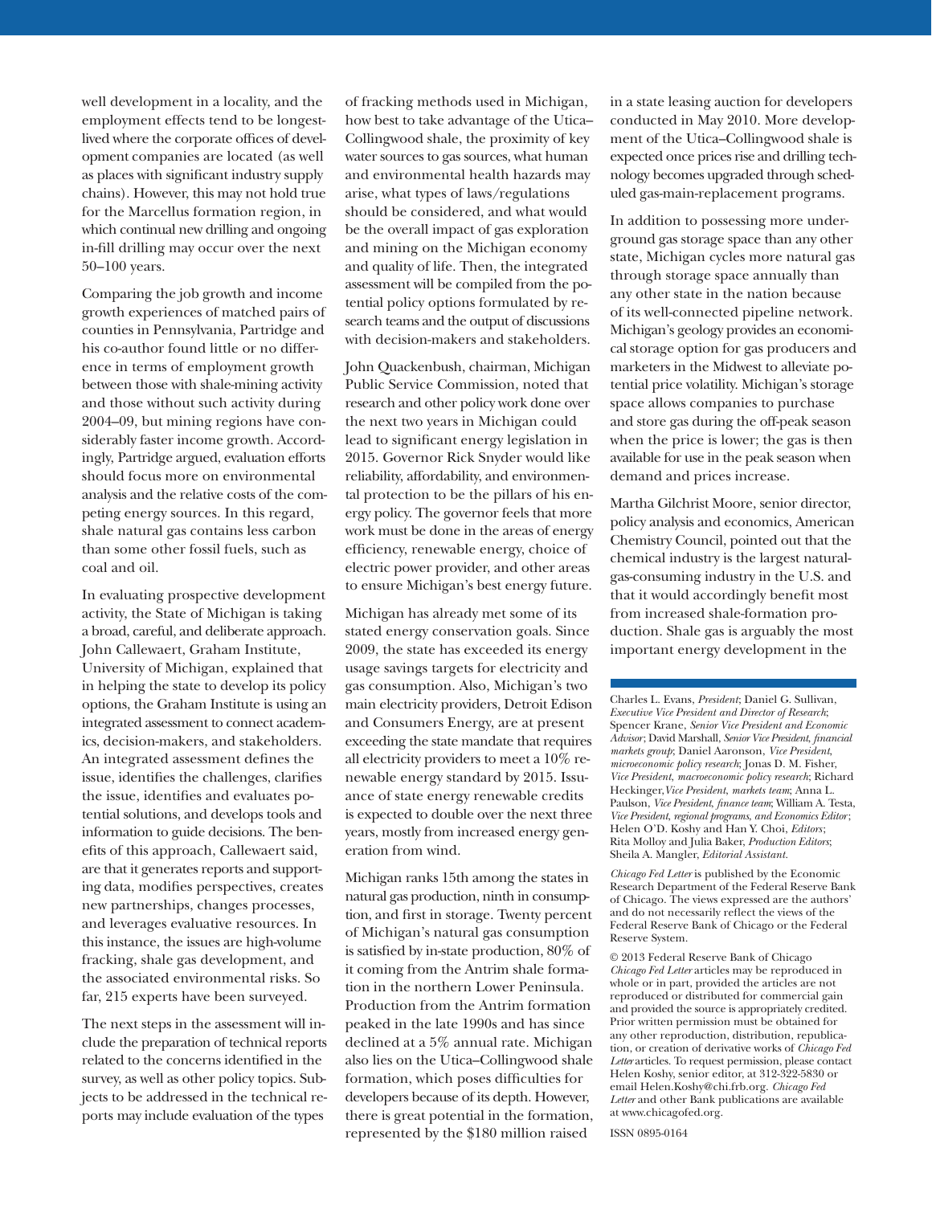well development in a locality, and the employment effects tend to be longest-lived where the corporate offices of development companies are located (as well as places with significant industry supply chains). However, this may not hold true for the Marcellus formation region, in which continual new drilling and ongoing in-fill drilling may occur over the next 50–100 years.

Comparing the job growth and income growth experiences of matched pairs of counties in Pennsylvania, Partridge and his co-author found little or no difference in terms of employment growth between those with shale-mining activity and those without such activity during 2004–09, but mining regions have considerably faster income growth. Accordingly, Partridge argued, evaluation efforts should focus more on environmental analysis and the relative costs of the competing energy sources. In this regard, shale natural gas contains less carbon than some other fossil fuels, such as coal and oil.

In evaluating prospective development activity, the State of Michigan is taking a broad, careful, and deliberate approach. John Callewaert, Graham Institute, University of Michigan, explained that in helping the state to develop its policy options, the Graham Institute is using an integrated assessment to connect academics, decision-makers, and stakeholders. An integrated assessment defines the issue, identifies the challenges, clarifies the issue, identifies and evaluates potential solutions, and develops tools and information to guide decisions. The benefits of this approach, Callewaert said, are that it generates reports and supporting data, modifies perspectives, creates new partnerships, changes processes, and leverages evaluative resources. In this instance, the issues are high-volume fracking, shale gas development, and the associated environmental risks. So far, 215 experts have been surveyed.

The next steps in the assessment will include the preparation of technical reports related to the concerns identified in the survey, as well as other policy topics. Subjects to be addressed in the technical reports may include evaluation of the types of fracking methods used in Michigan, how best to take advantage of the Utica–Collingwood shale, the proximity of key water sources to gas sources, what human and environmental health hazards may arise, what types of laws/regulations should be considered, and what would be the overall impact of gas exploration and mining on the Michigan economy and quality of life. Then, the integrated assessment will be compiled from the potential policy options formulated by research teams and the output of discussions with decision-makers and stakeholders.

John Quackenbush, chairman, Michigan Public Service Commission, noted that research and other policy work done over the next two years in Michigan could lead to significant energy legislation in 2015. Governor Rick Snyder would like reliability, affordability, and environmental protection to be the pillars of his energy policy. The governor feels that more work must be done in the areas of energy efficiency, renewable energy, choice of electric power provider, and other areas to ensure Michigan's best energy future.

Michigan has already met some of its stated energy conservation goals. Since 2009, the state has exceeded its energy usage savings targets for electricity and gas consumption. Also, Michigan's two main electricity providers, Detroit Edison and Consumers Energy, are at present exceeding the state mandate that requires all electricity providers to meet a 10% renewable energy standard by 2015. Issuance of state energy renewable credits is expected to double over the next three years, mostly from increased energy generation from wind.

Michigan ranks 15th among the states in natural gas production, ninth in consumption, and first in storage. Twenty percent of Michigan's natural gas consumption is satisfied by in-state production, 80% of it coming from the Antrim shale formation in the northern Lower Peninsula. Production from the Antrim formation peaked in the late 1990s and has since declined at a 5% annual rate. Michigan also lies on the Utica–Collingwood shale formation, which poses difficulties for developers because of its depth. However, there is great potential in the formation, represented by the $180 million raised in a state leasing auction for developers conducted in May 2010. More development of the Utica–Collingwood shale is expected once prices rise and drilling technology becomes upgraded through scheduled gas-main-replacement programs.

In addition to possessing more underground gas storage space than any other state, Michigan cycles more natural gas through storage space annually than any other state in the nation because of its well-connected pipeline network. Michigan's geology provides an economical storage option for gas producers and marketers in the Midwest to alleviate potential price volatility. Michigan's storage space allows companies to purchase and store gas during the off-peak season when the price is lower; the gas is then available for use in the peak season when demand and prices increase.

Martha Gilchrist Moore, senior director, policy analysis and economics, American Chemistry Council, pointed out that the chemical industry is the largest natural-gas-consuming industry in the U.S. and that it would accordingly benefit most from increased shale-formation production. Shale gas is arguably the most important energy development in the

---

Charles L. Evans, *President*; Daniel G. Sullivan, *Executive Vice President and Director of Research*; Spencer Krane, *Senior Vice President and Economic Advisor*; David Marshall, *Senior Vice President, financial markets group*; Daniel Aaronson, *Vice President, microeconomic policy research*; Jonas D. M. Fisher, *Vice President, macroeconomic policy research*; Richard Heckinger, *Vice President, markets team*; Anna L. Paulson, *Vice President, finance team*; William A. Testa, *Vice President, regional programs, and Economics Editor*; Helen O'D. Koshy and Han Y. Choi, *Editors*; Rita Molloy and Julia Baker, *Production Editors*; Sheila A. Mangler, *Editorial Assistant.*

*Chicago Fed Letter* is published by the Economic Research Department of the Federal Reserve Bank of Chicago. The views expressed are the authors' and do not necessarily reflect the views of the Federal Reserve Bank of Chicago or the Federal Reserve System.

© 2013 Federal Reserve Bank of Chicago
*Chicago Fed Letter* articles may be reproduced in whole or in part, provided the articles are not reproduced or distributed for commercial gain and provided the source is appropriately credited. Prior written permission must be obtained for any other reproduction, distribution, republication, or creation of derivative works of *Chicago Fed Letter* articles. To request permission, please contact Helen Koshy, senior editor, at 312-322-5830 or email Helen.Koshy@chi.frb.org. *Chicago Fed Letter* and other Bank publications are available at www.chicagofed.org.

ISSN 0895-0164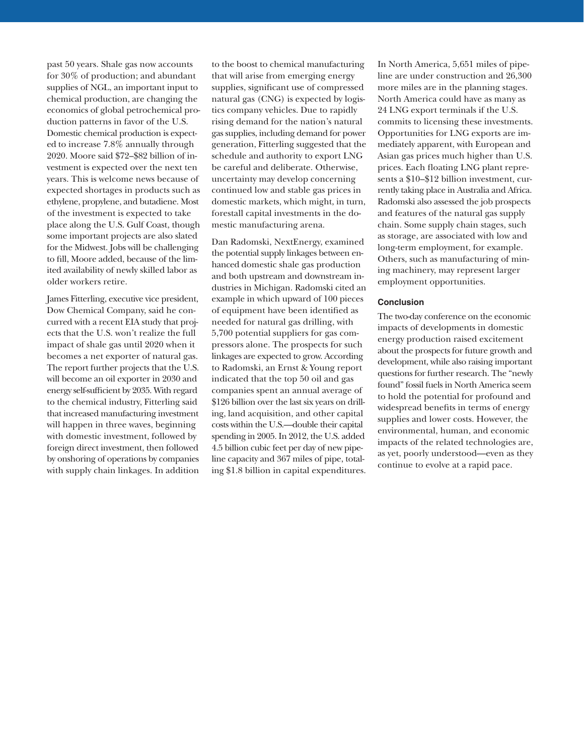past 50 years. Shale gas now accounts for 30% of production; and abundant supplies of NGL, an important input to chemical production, are changing the economics of global petrochemical production patterns in favor of the U.S. Domestic chemical production is expected to increase 7.8% annually through 2020. Moore said \$72–\$82 billion of investment is expected over the next ten years. This is welcome news because of expected shortages in products such as ethylene, propylene, and butadiene. Most of the investment is expected to take place along the U.S. Gulf Coast, though some important projects are also slated for the Midwest. Jobs will be challenging to fill, Moore added, because of the limited availability of newly skilled labor as older workers retire.

James Fitterling, executive vice president, Dow Chemical Company, said he concurred with a recent EIA study that projects that the U.S. won't realize the full impact of shale gas until 2020 when it becomes a net exporter of natural gas. The report further projects that the U.S. will become an oil exporter in 2030 and energy self-sufficient by 2035. With regard to the chemical industry, Fitterling said that increased manufacturing investment will happen in three waves, beginning with domestic investment, followed by foreign direct investment, then followed by onshoring of operations by companies with supply chain linkages. In addition to the boost to chemical manufacturing that will arise from emerging energy supplies, significant use of compressed natural gas (CNG) is expected by logistics company vehicles. Due to rapidly rising demand for the nation's natural gas supplies, including demand for power generation, Fitterling suggested that the schedule and authority to export LNG be careful and deliberate. Otherwise, uncertainty may develop concerning continued low and stable gas prices in domestic markets, which might, in turn, forestall capital investments in the domestic manufacturing arena.

Dan Radomski, NextEnergy, examined the potential supply linkages between enhanced domestic shale gas production and both upstream and downstream industries in Michigan. Radomski cited an example in which upward of 100 pieces of equipment have been identified as needed for natural gas drilling, with 5,700 potential suppliers for gas compressors alone. The prospects for such linkages are expected to grow. According to Radomski, an Ernst & Young report indicated that the top 50 oil and gas companies spent an annual average of \$126 billion over the last six years on drilling, land acquisition, and other capital costs within the U.S.—double their capital spending in 2005. In 2012, the U.S. added 4.5 billion cubic feet per day of new pipeline capacity and 367 miles of pipe, totaling \$1.8 billion in capital expenditures. In North America, 5,651 miles of pipeline are under construction and 26,300 more miles are in the planning stages. North America could have as many as 24 LNG export terminals if the U.S. commits to licensing these investments. Opportunities for LNG exports are immediately apparent, with European and Asian gas prices much higher than U.S. prices. Each floating LNG plant represents a \$10–\$12 billion investment, currently taking place in Australia and Africa. Radomski also assessed the job prospects and features of the natural gas supply chain. Some supply chain stages, such as storage, are associated with low and long-term employment, for example. Others, such as manufacturing of mining machinery, may represent larger employment opportunities.

#### Conclusion

The two-day conference on the economic impacts of developments in domestic energy production raised excitement about the prospects for future growth and development, while also raising important questions for further research. The "newly found" fossil fuels in North America seem to hold the potential for profound and widespread benefits in terms of energy supplies and lower costs. However, the environmental, human, and economic impacts of the related technologies are, as yet, poorly understood—even as they continue to evolve at a rapid pace.